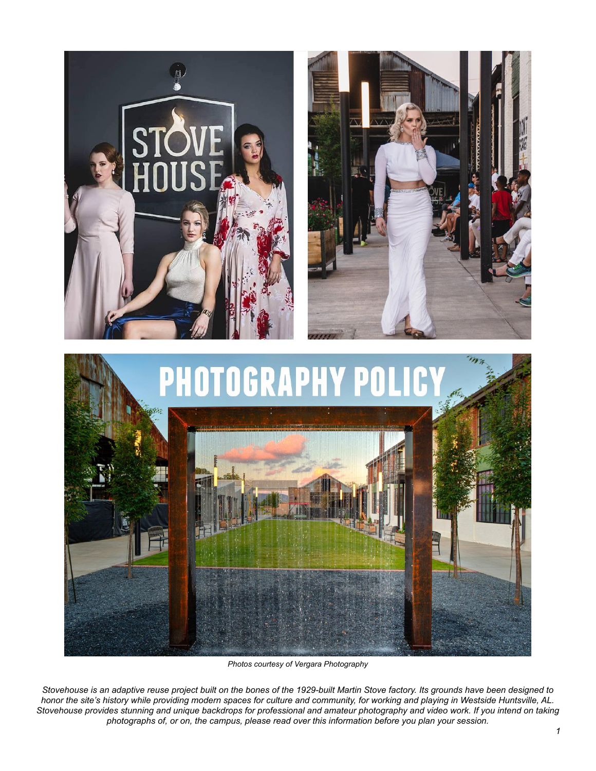# PHOTOGRAPHY POLICY

*Photos courtesy of Vergara Photography*

*Stovehouse is an adaptive reuse project built on the bones of the 1929-built Martin Stove factory. Its grounds have been designed to honor the site's history while providing modern spaces for culture and community, for working and playing in Westside Huntsville, AL. Stovehouse provides stunning and unique backdrops for professional and amateur photography and video work. If you intend on taking photographs of, or on, the campus, please read over this information before you plan your session.*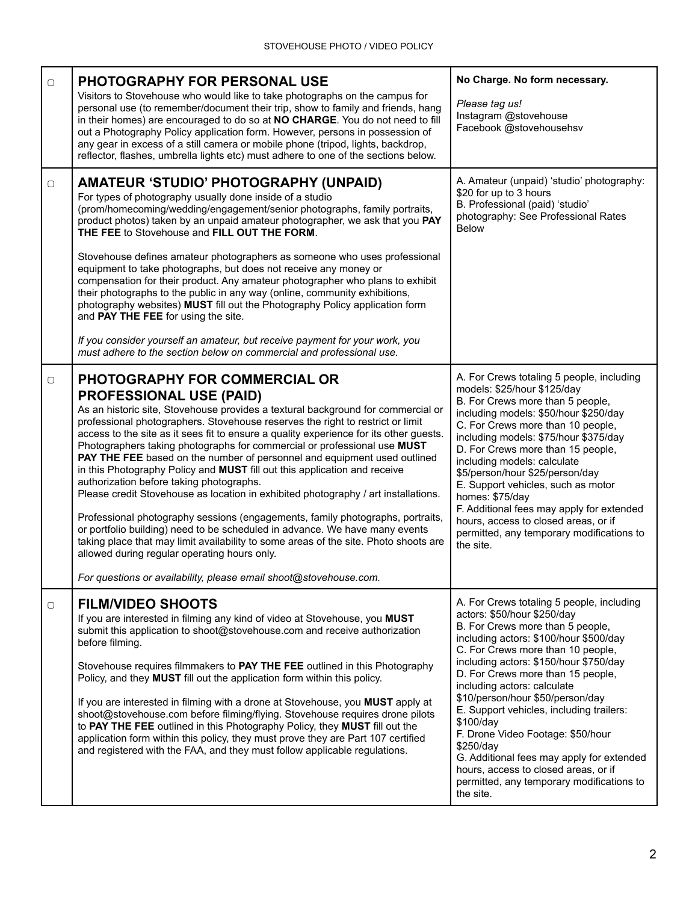| ▢ | **PHOTOGRAPHY FOR PERSONAL USE**<br>Visitors to Stovehouse who would like to take photographs on the campus for personal use (to remember/document their trip, show to family and friends, hang in their homes) are encouraged to do so at **NO CHARGE**. You do not need to fill out a Photography Policy application form. However, persons in possession of any gear in excess of a still camera or mobile phone (tripod, lights, backdrop, reflector, flashes, umbrella lights etc) must adhere to one of the sections below. | **No Charge. No form necessary.**<br><br>*Please tag us!*<br>Instagram @stovehouse<br>Facebook @stovehousehsv |
|---|---|---|
| ▢ | **AMATEUR 'STUDIO' PHOTOGRAPHY (UNPAID)**<br>For types of photography usually done inside of a studio (prom/homecoming/wedding/engagement/senior photographs, family portraits, product photos) taken by an unpaid amateur photographer, we ask that you **PAY THE FEE** to Stovehouse and **FILL OUT THE FORM**.<br><br>Stovehouse defines amateur photographers as someone who uses professional equipment to take photographs, but does not receive any money or compensation for their product. Any amateur photographer who plans to exhibit their photographs to the public in any way (online, community exhibitions, photography websites) **MUST** fill out the Photography Policy application form and **PAY THE FEE** for using the site.<br><br>*If you consider yourself an amateur, but receive payment for your work, you must adhere to the section below on commercial and professional use.* | A. Amateur (unpaid) 'studio' photography: $20 for up to 3 hours<br>B. Professional (paid) 'studio' photography: See Professional Rates Below |
| ▢ | **PHOTOGRAPHY FOR COMMERCIAL OR PROFESSIONAL USE (PAID)**<br>As an historic site, Stovehouse provides a textural background for commercial or professional photographers. Stovehouse reserves the right to restrict or limit access to the site as it sees fit to ensure a quality experience for its other guests. Photographers taking photographs for commercial or professional use **MUST PAY THE FEE** based on the number of personnel and equipment used outlined in this Photography Policy and **MUST** fill out this application and receive authorization before taking photographs.<br>Please credit Stovehouse as location in exhibited photography / art installations.<br><br>Professional photography sessions (engagements, family photographs, portraits, or portfolio building) need to be scheduled in advance. We have many events taking place that may limit availability to some areas of the site. Photo shoots are allowed during regular operating hours only.<br><br>*For questions or availability, please email shoot@stovehouse.com.* | A. For Crews totaling 5 people, including models: $25/hour $125/day<br>B. For Crews more than 5 people, including models: $50/hour $250/day<br>C. For Crews more than 10 people, including models: $75/hour $375/day<br>D. For Crews more than 15 people, including models: calculate $5/person/hour $25/person/day<br>E. Support vehicles, such as motor homes: $75/day<br>F. Additional fees may apply for extended hours, access to closed areas, or if permitted, any temporary modifications to the site. |
| ▢ | **FILM/VIDEO SHOOTS**<br>If you are interested in filming any kind of video at Stovehouse, you **MUST** submit this application to shoot@stovehouse.com and receive authorization before filming.<br><br>Stovehouse requires filmmakers to **PAY THE FEE** outlined in this Photography Policy, and they **MUST** fill out the application form within this policy.<br><br>If you are interested in filming with a drone at Stovehouse, you **MUST** apply at shoot@stovehouse.com before filming/flying. Stovehouse requires drone pilots to **PAY THE FEE** outlined in this Photography Policy, they **MUST** fill out the application form within this policy, they must prove they are Part 107 certified and registered with the FAA, and they must follow applicable regulations. | A. For Crews totaling 5 people, including actors: $50/hour $250/day<br>B. For Crews more than 5 people, including actors: $100/hour $500/day<br>C. For Crews more than 10 people, including actors: $150/hour $750/day<br>D. For Crews more than 15 people, including actors: calculate $10/person/hour $50/person/day<br>E. Support vehicles, including trailers: $100/day<br>F. Drone Video Footage: $50/hour $250/day<br>G. Additional fees may apply for extended hours, access to closed areas, or if permitted, any temporary modifications to the site. |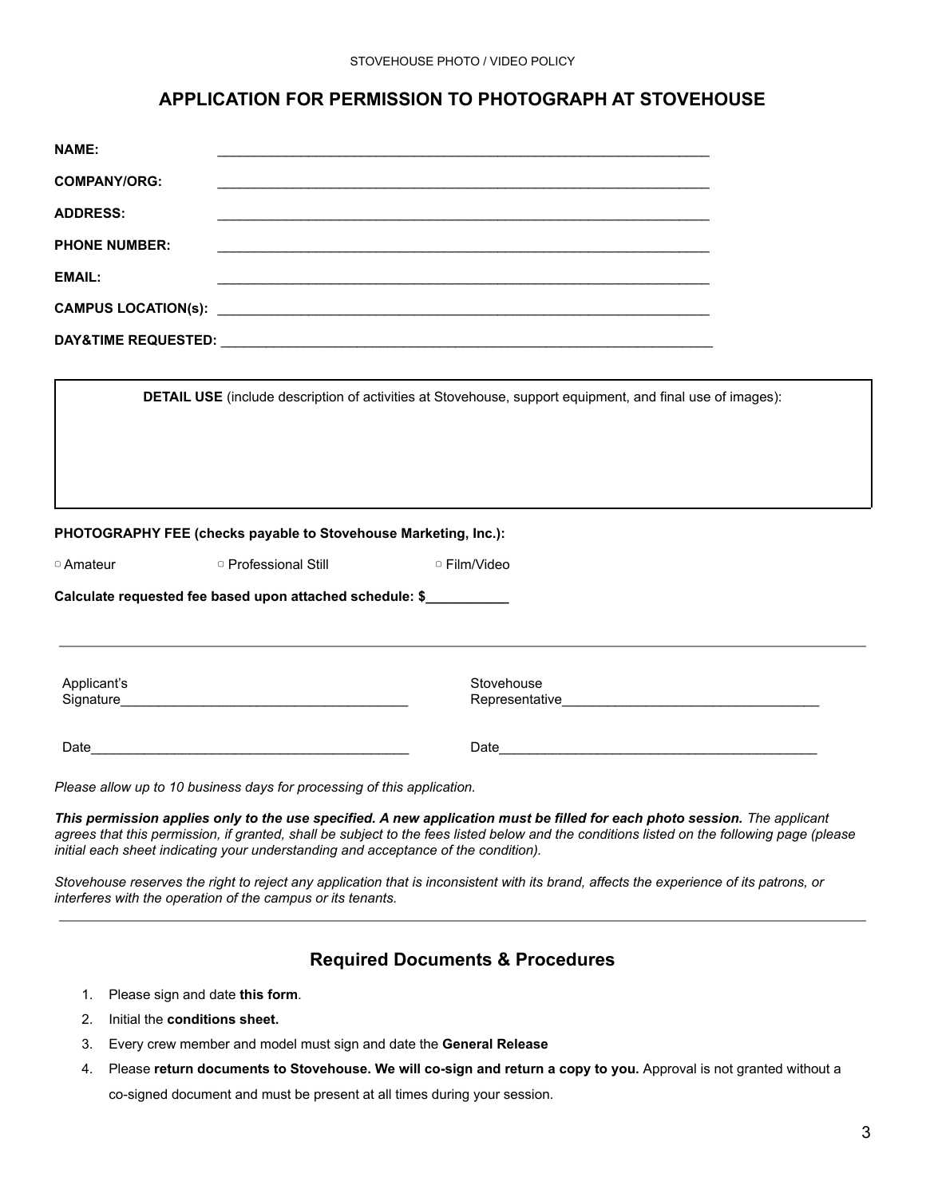# APPLICATION FOR PERMISSION TO PHOTOGRAPH AT STOVEHOUSE

**NAME:** _______________________________________________________________

**COMPANY/ORG:** _______________________________________________________________

**ADDRESS:** _______________________________________________________________

**PHONE NUMBER:** _______________________________________________________________

**EMAIL:** _______________________________________________________________

**CAMPUS LOCATION(s):** _______________________________________________________________

**DAY&TIME REQUESTED:** _______________________________________________________________

| **DETAIL USE** (include description of activities at Stovehouse, support equipment, and final use of images): |
|---|
| |

**PHOTOGRAPHY FEE (checks payable to Stovehouse Marketing, Inc.):**

▢ Amateur ▢ Professional Still ▢ Film/Video

**Calculate requested fee based upon attached schedule: $___________**

---

Applicant's Signature______________________________________ Stovehouse Representative___________________________________

Date__________________________________________ Date____________________________________________

*Please allow up to 10 business days for processing of this application.*

***This permission applies only to the use specified. A new application must be filled for each photo session.*** *The applicant agrees that this permission, if granted, shall be subject to the fees listed below and the conditions listed on the following page (please initial each sheet indicating your understanding and acceptance of the condition).*

*Stovehouse reserves the right to reject any application that is inconsistent with its brand, affects the experience of its patrons, or interferes with the operation of the campus or its tenants.*

---

## Required Documents & Procedures

1. Please sign and date **this form**.
2. Initial the **conditions sheet.**
3. Every crew member and model must sign and date the **General Release**
4. Please **return documents to Stovehouse. We will co-sign and return a copy to you.** Approval is not granted without a co-signed document and must be present at all times during your session.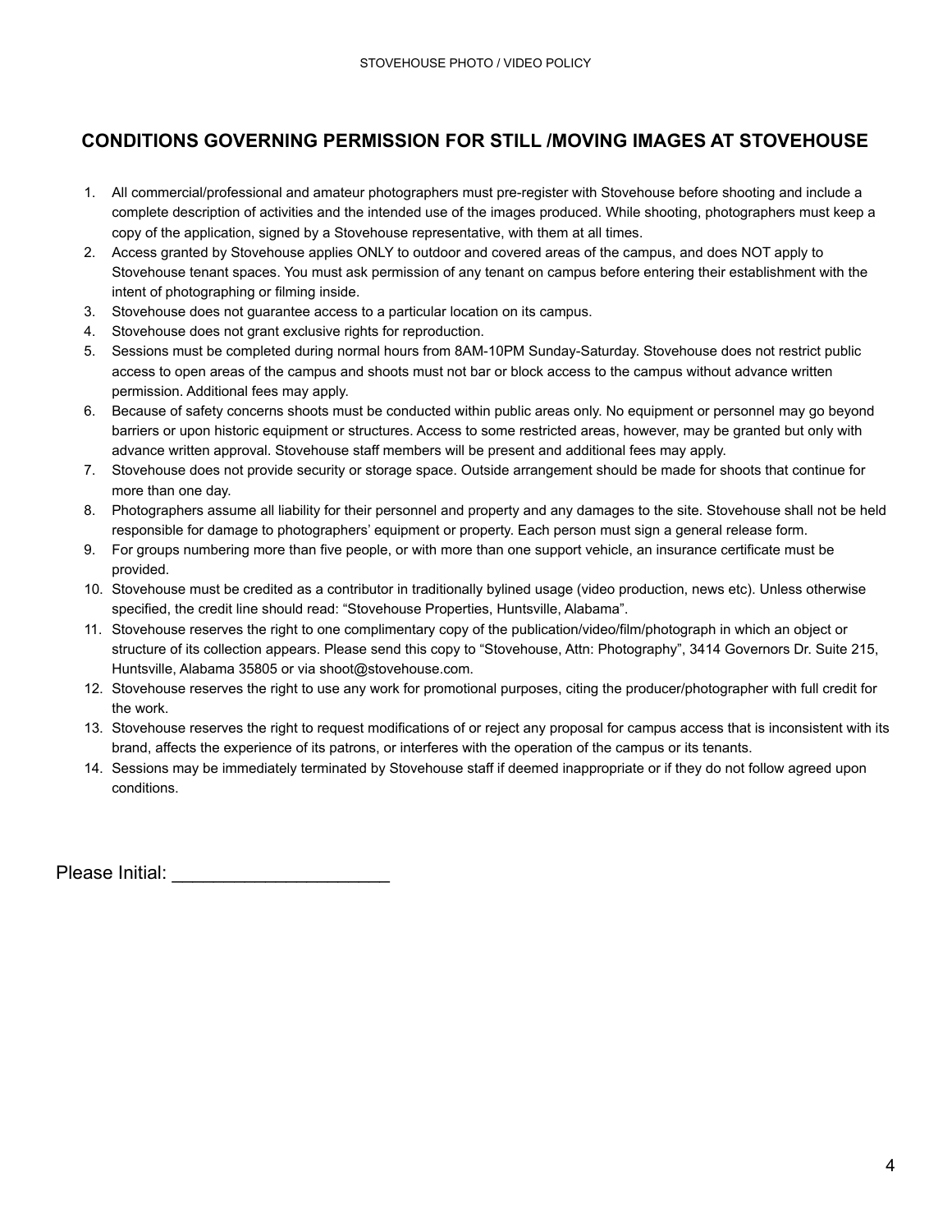## CONDITIONS GOVERNING PERMISSION FOR STILL /MOVING IMAGES AT STOVEHOUSE

1. All commercial/professional and amateur photographers must pre-register with Stovehouse before shooting and include a complete description of activities and the intended use of the images produced. While shooting, photographers must keep a copy of the application, signed by a Stovehouse representative, with them at all times.
2. Access granted by Stovehouse applies ONLY to outdoor and covered areas of the campus, and does NOT apply to Stovehouse tenant spaces. You must ask permission of any tenant on campus before entering their establishment with the intent of photographing or filming inside.
3. Stovehouse does not guarantee access to a particular location on its campus.
4. Stovehouse does not grant exclusive rights for reproduction.
5. Sessions must be completed during normal hours from 8AM-10PM Sunday-Saturday. Stovehouse does not restrict public access to open areas of the campus and shoots must not bar or block access to the campus without advance written permission. Additional fees may apply.
6. Because of safety concerns shoots must be conducted within public areas only. No equipment or personnel may go beyond barriers or upon historic equipment or structures. Access to some restricted areas, however, may be granted but only with advance written approval. Stovehouse staff members will be present and additional fees may apply.
7. Stovehouse does not provide security or storage space. Outside arrangement should be made for shoots that continue for more than one day.
8. Photographers assume all liability for their personnel and property and any damages to the site. Stovehouse shall not be held responsible for damage to photographers' equipment or property. Each person must sign a general release form.
9. For groups numbering more than five people, or with more than one support vehicle, an insurance certificate must be provided.
10. Stovehouse must be credited as a contributor in traditionally bylined usage (video production, news etc). Unless otherwise specified, the credit line should read: "Stovehouse Properties, Huntsville, Alabama".
11. Stovehouse reserves the right to one complimentary copy of the publication/video/film/photograph in which an object or structure of its collection appears. Please send this copy to "Stovehouse, Attn: Photography", 3414 Governors Dr. Suite 215, Huntsville, Alabama 35805 or via shoot@stovehouse.com.
12. Stovehouse reserves the right to use any work for promotional purposes, citing the producer/photographer with full credit for the work.
13. Stovehouse reserves the right to request modifications of or reject any proposal for campus access that is inconsistent with its brand, affects the experience of its patrons, or interferes with the operation of the campus or its tenants.
14. Sessions may be immediately terminated by Stovehouse staff if deemed inappropriate or if they do not follow agreed upon conditions.

Please Initial: ____________________